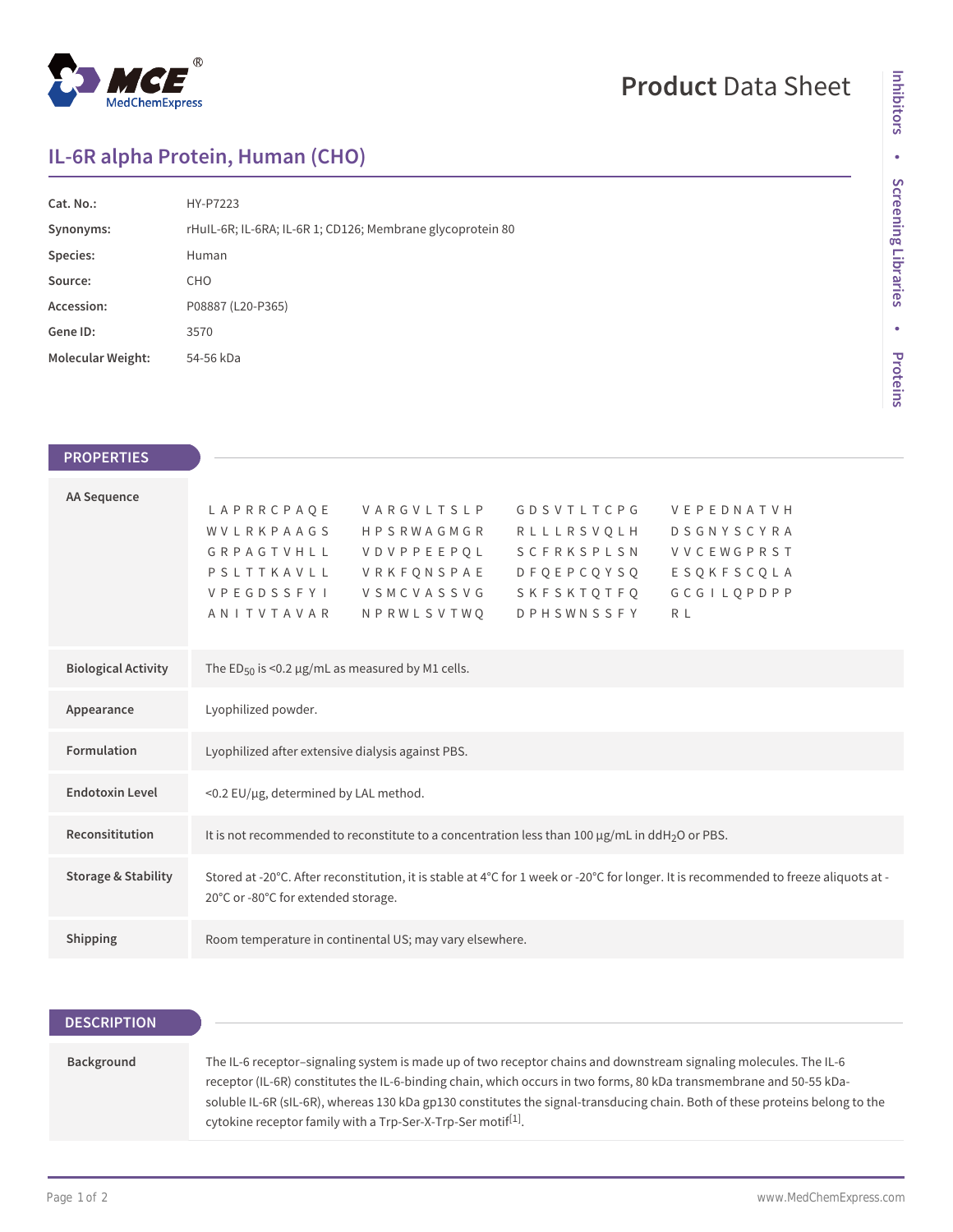# Product Data Sheet

## IL-6R alpha Protein, Human (CHO)

| | |
|---|---|
| **Cat. No.:** | HY-P7223 |
| **Synonyms:** | rHuIL-6R; IL-6RA; IL-6R 1; CD126; Membrane glycoprotein 80 |
| **Species:** | Human |
| **Source:** | CHO |
| **Accession:** | P08887 (L20-P365) |
| **Gene ID:** | 3570 |
| **Molecular Weight:** | 54-56 kDa |

## PROPERTIES

**AA Sequence**

```
L A P R R C P A Q E    V A R G V L T S L P    G D S V T L T C P G    V E P E D N A T V H
W V L R K P A A G S    H P S R W A G M G R    R L L L R S V Q L H    D S G N Y S C Y R A
G R P A G T V H L L    V D V P P E E P Q L    S C F R K S P L S N    V V C E W G P R S T
P S L T T K A V L L    V R K F Q N S P A E    D F Q E P C Q Y S Q    E S Q K F S C Q L A
V P E G D S S F Y I    V S M C V A S S V G    S K F S K T Q T F Q    G C G I L Q P D P P
A N I T V T A V A R    N P R W L S V T W Q    D P H S W N S S F Y    R L
```

| | |
|---|---|
| **Biological Activity** | The $ED_{50}$ is <0.2 μg/mL as measured by M1 cells. |
| **Appearance** | Lyophilized powder. |
| **Formulation** | Lyophilized after extensive dialysis against PBS. |
| **Endotoxin Level** | <0.2 EU/μg, determined by LAL method. |
| **Reconsititution** | It is not recommended to reconstitute to a concentration less than 100 μg/mL in $ddH_2O$ or PBS. |
| **Storage & Stability** | Stored at -20°C. After reconstitution, it is stable at 4°C for 1 week or -20°C for longer. It is recommended to freeze aliquots at -20°C or -80°C for extended storage. |
| **Shipping** | Room temperature in continental US; may vary elsewhere. |

## DESCRIPTION

**Background**

The IL-6 receptor–signaling system is made up of two receptor chains and downstream signaling molecules. The IL-6 receptor (IL-6R) constitutes the IL-6-binding chain, which occurs in two forms, 80 kDa transmembrane and 50-55 kDa-soluble IL-6R (sIL-6R), whereas 130 kDa gp130 constitutes the signal-transducing chain. Both of these proteins belong to the cytokine receptor family with a Trp-Ser-X-Trp-Ser motif[1].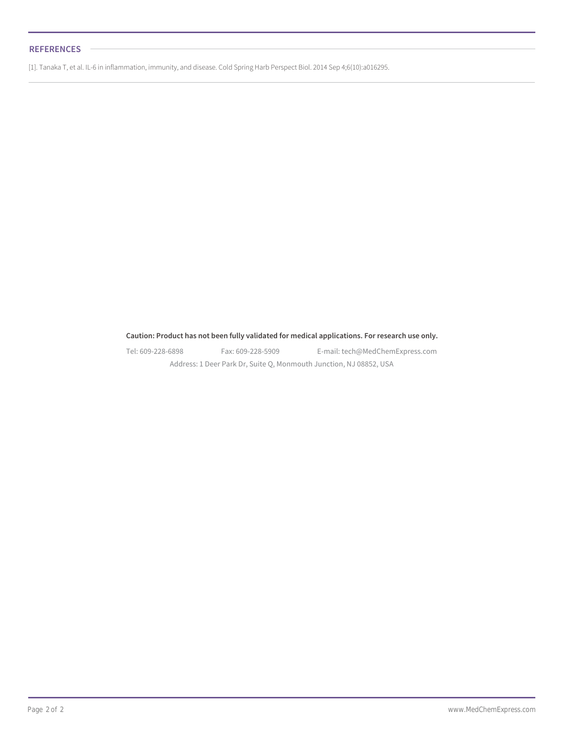## REFERENCES

[1]. Tanaka T, et al. IL-6 in inflammation, immunity, and disease. Cold Spring Harb Perspect Biol. 2014 Sep 4;6(10):a016295.

**Caution: Product has not been fully validated for medical applications. For research use only.**

Tel: 609-228-6898 Fax: 609-228-5909 E-mail: tech@MedChemExpress.com

Address: 1 Deer Park Dr, Suite Q, Monmouth Junction, NJ 08852, USA